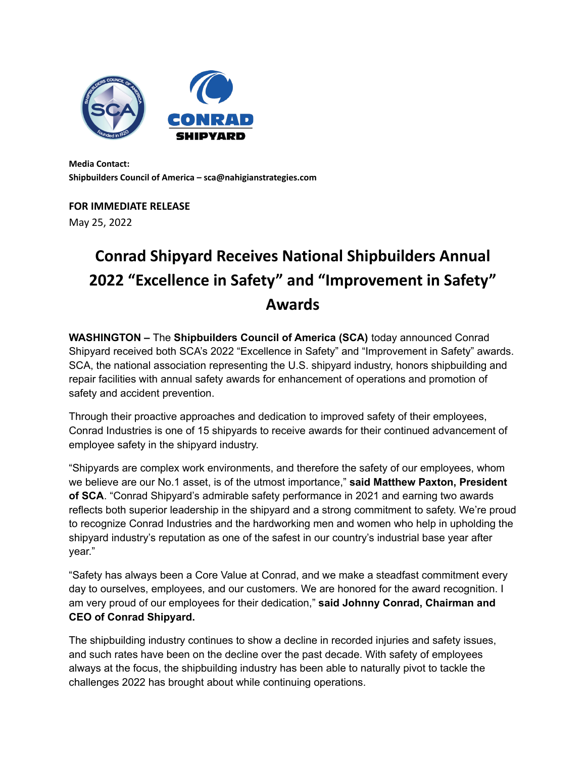**Media Contact:**
**Shipbuilders Council of America – sca@nahigianstrategies.com**

**FOR IMMEDIATE RELEASE**
May 25, 2022

# Conrad Shipyard Receives National Shipbuilders Annual 2022 "Excellence in Safety" and "Improvement in Safety" Awards

**WASHINGTON –** The **Shipbuilders Council of America (SCA)** today announced Conrad Shipyard received both SCA's 2022 "Excellence in Safety" and "Improvement in Safety" awards. SCA, the national association representing the U.S. shipyard industry, honors shipbuilding and repair facilities with annual safety awards for enhancement of operations and promotion of safety and accident prevention.

Through their proactive approaches and dedication to improved safety of their employees, Conrad Industries is one of 15 shipyards to receive awards for their continued advancement of employee safety in the shipyard industry.

"Shipyards are complex work environments, and therefore the safety of our employees, whom we believe are our No.1 asset, is of the utmost importance," **said Matthew Paxton, President of SCA**. "Conrad Shipyard's admirable safety performance in 2021 and earning two awards reflects both superior leadership in the shipyard and a strong commitment to safety. We're proud to recognize Conrad Industries and the hardworking men and women who help in upholding the shipyard industry's reputation as one of the safest in our country's industrial base year after year."

"Safety has always been a Core Value at Conrad, and we make a steadfast commitment every day to ourselves, employees, and our customers. We are honored for the award recognition. I am very proud of our employees for their dedication," **said Johnny Conrad, Chairman and CEO of Conrad Shipyard.**

The shipbuilding industry continues to show a decline in recorded injuries and safety issues, and such rates have been on the decline over the past decade. With safety of employees always at the focus, the shipbuilding industry has been able to naturally pivot to tackle the challenges 2022 has brought about while continuing operations.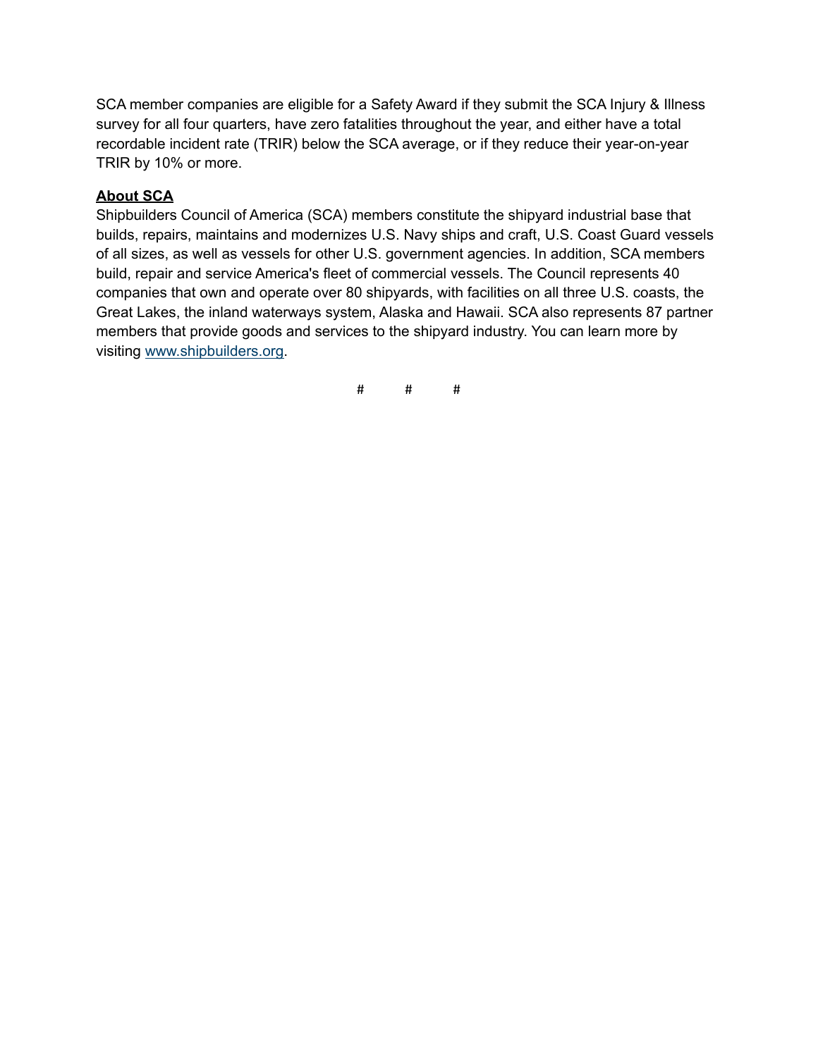SCA member companies are eligible for a Safety Award if they submit the SCA Injury & Illness survey for all four quarters, have zero fatalities throughout the year, and either have a total recordable incident rate (TRIR) below the SCA average, or if they reduce their year-on-year TRIR by 10% or more.

**About SCA**

Shipbuilders Council of America (SCA) members constitute the shipyard industrial base that builds, repairs, maintains and modernizes U.S. Navy ships and craft, U.S. Coast Guard vessels of all sizes, as well as vessels for other U.S. government agencies. In addition, SCA members build, repair and service America's fleet of commercial vessels. The Council represents 40 companies that own and operate over 80 shipyards, with facilities on all three U.S. coasts, the Great Lakes, the inland waterways system, Alaska and Hawaii. SCA also represents 87 partner members that provide goods and services to the shipyard industry. You can learn more by visiting [www.shipbuilders.org](http://www.shipbuilders.org).

# # #